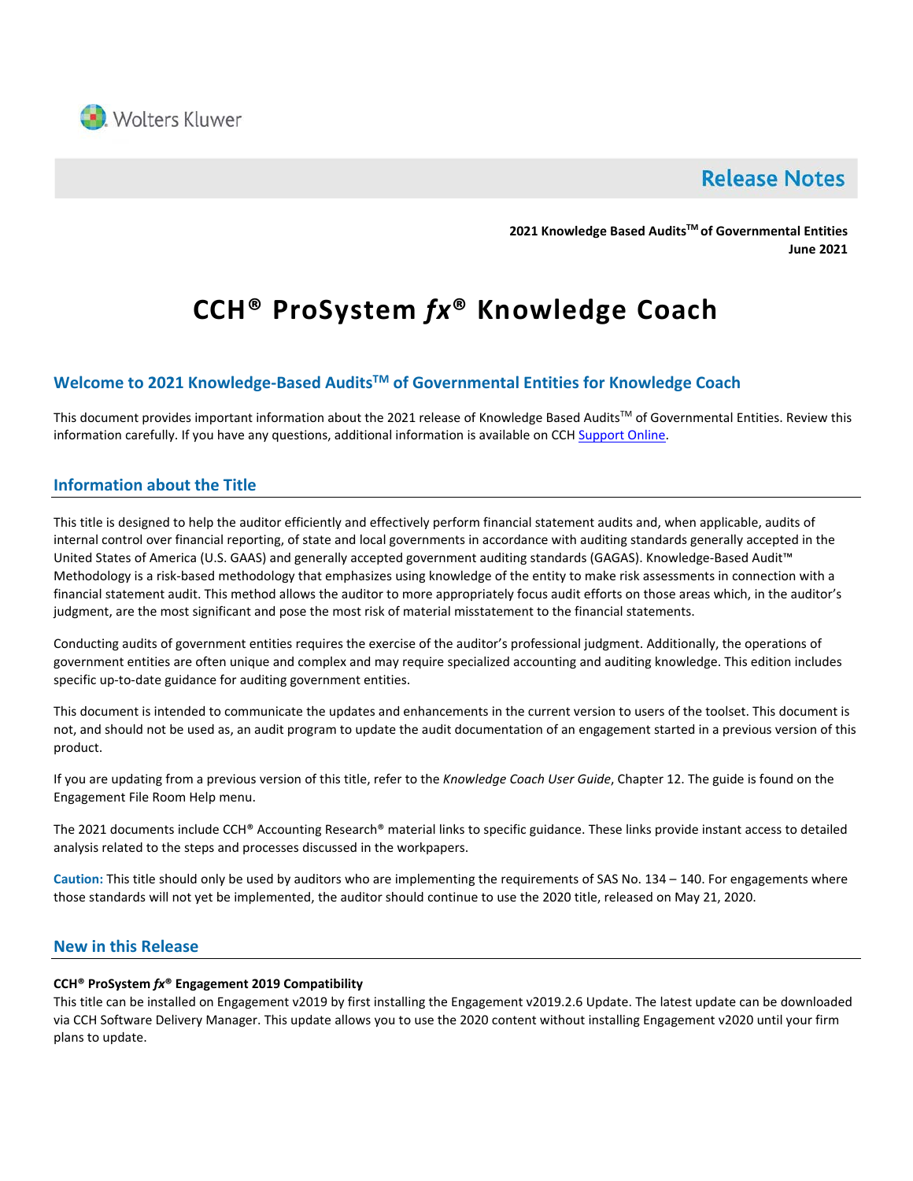Wolters Kluwer

# Release Notes

**2021 Knowledge Based Audits™ of Governmental Entities**
**June 2021**

# CCH® ProSystem *fx*® Knowledge Coach

## Welcome to 2021 Knowledge-Based Audits™ of Governmental Entities for Knowledge Coach

This document provides important information about the 2021 release of Knowledge Based Audits™ of Governmental Entities. Review this information carefully. If you have any questions, additional information is available on CCH Support Online.

## Information about the Title

This title is designed to help the auditor efficiently and effectively perform financial statement audits and, when applicable, audits of internal control over financial reporting, of state and local governments in accordance with auditing standards generally accepted in the United States of America (U.S. GAAS) and generally accepted government auditing standards (GAGAS). Knowledge-Based Audit™ Methodology is a risk-based methodology that emphasizes using knowledge of the entity to make risk assessments in connection with a financial statement audit. This method allows the auditor to more appropriately focus audit efforts on those areas which, in the auditor's judgment, are the most significant and pose the most risk of material misstatement to the financial statements.

Conducting audits of government entities requires the exercise of the auditor's professional judgment. Additionally, the operations of government entities are often unique and complex and may require specialized accounting and auditing knowledge. This edition includes specific up-to-date guidance for auditing government entities.

This document is intended to communicate the updates and enhancements in the current version to users of the toolset. This document is not, and should not be used as, an audit program to update the audit documentation of an engagement started in a previous version of this product.

If you are updating from a previous version of this title, refer to the *Knowledge Coach User Guide*, Chapter 12. The guide is found on the Engagement File Room Help menu.

The 2021 documents include CCH® Accounting Research® material links to specific guidance. These links provide instant access to detailed analysis related to the steps and processes discussed in the workpapers.

**Caution:** This title should only be used by auditors who are implementing the requirements of SAS No. 134 – 140. For engagements where those standards will not yet be implemented, the auditor should continue to use the 2020 title, released on May 21, 2020.

## New in this Release

**CCH® ProSystem *fx*® Engagement 2019 Compatibility**

This title can be installed on Engagement v2019 by first installing the Engagement v2019.2.6 Update. The latest update can be downloaded via CCH Software Delivery Manager. This update allows you to use the 2020 content without installing Engagement v2020 until your firm plans to update.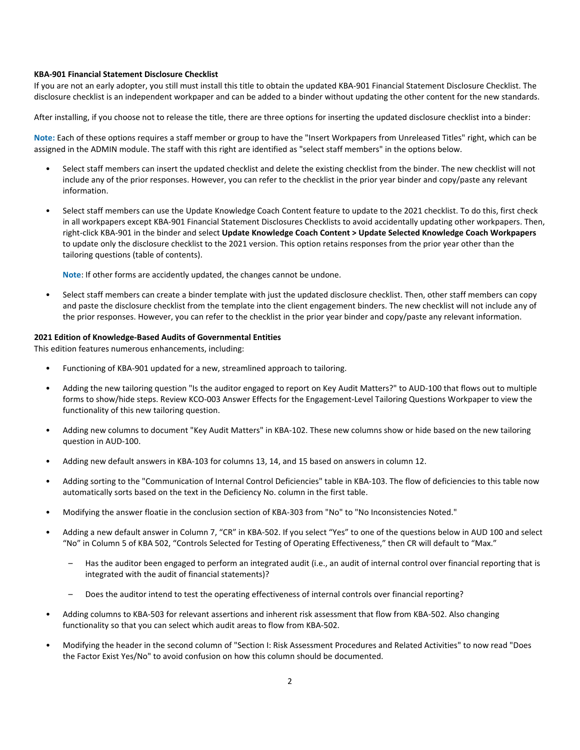**KBA-901 Financial Statement Disclosure Checklist**

If you are not an early adopter, you still must install this title to obtain the updated KBA-901 Financial Statement Disclosure Checklist. The disclosure checklist is an independent workpaper and can be added to a binder without updating the other content for the new standards.

After installing, if you choose not to release the title, there are three options for inserting the updated disclosure checklist into a binder:

**Note:** Each of these options requires a staff member or group to have the "Insert Workpapers from Unreleased Titles" right, which can be assigned in the ADMIN module. The staff with this right are identified as "select staff members" in the options below.

- Select staff members can insert the updated checklist and delete the existing checklist from the binder. The new checklist will not include any of the prior responses. However, you can refer to the checklist in the prior year binder and copy/paste any relevant information.
- Select staff members can use the Update Knowledge Coach Content feature to update to the 2021 checklist. To do this, first check in all workpapers except KBA-901 Financial Statement Disclosures Checklists to avoid accidentally updating other workpapers. Then, right-click KBA-901 in the binder and select **Update Knowledge Coach Content > Update Selected Knowledge Coach Workpapers** to update only the disclosure checklist to the 2021 version. This option retains responses from the prior year other than the tailoring questions (table of contents).

  **Note**: If other forms are accidently updated, the changes cannot be undone.

- Select staff members can create a binder template with just the updated disclosure checklist. Then, other staff members can copy and paste the disclosure checklist from the template into the client engagement binders. The new checklist will not include any of the prior responses. However, you can refer to the checklist in the prior year binder and copy/paste any relevant information.

**2021 Edition of Knowledge-Based Audits of Governmental Entities**

This edition features numerous enhancements, including:

- Functioning of KBA-901 updated for a new, streamlined approach to tailoring.
- Adding the new tailoring question "Is the auditor engaged to report on Key Audit Matters?" to AUD-100 that flows out to multiple forms to show/hide steps. Review KCO-003 Answer Effects for the Engagement-Level Tailoring Questions Workpaper to view the functionality of this new tailoring question.
- Adding new columns to document "Key Audit Matters" in KBA-102. These new columns show or hide based on the new tailoring question in AUD-100.
- Adding new default answers in KBA-103 for columns 13, 14, and 15 based on answers in column 12.
- Adding sorting to the "Communication of Internal Control Deficiencies" table in KBA-103. The flow of deficiencies to this table now automatically sorts based on the text in the Deficiency No. column in the first table.
- Modifying the answer floatie in the conclusion section of KBA-303 from "No" to "No Inconsistencies Noted."
- Adding a new default answer in Column 7, "CR" in KBA-502. If you select "Yes" to one of the questions below in AUD 100 and select "No" in Column 5 of KBA 502, "Controls Selected for Testing of Operating Effectiveness," then CR will default to "Max."
  - Has the auditor been engaged to perform an integrated audit (i.e., an audit of internal control over financial reporting that is integrated with the audit of financial statements)?
  - Does the auditor intend to test the operating effectiveness of internal controls over financial reporting?
- Adding columns to KBA-503 for relevant assertions and inherent risk assessment that flow from KBA-502. Also changing functionality so that you can select which audit areas to flow from KBA-502.
- Modifying the header in the second column of "Section I: Risk Assessment Procedures and Related Activities" to now read "Does the Factor Exist Yes/No" to avoid confusion on how this column should be documented.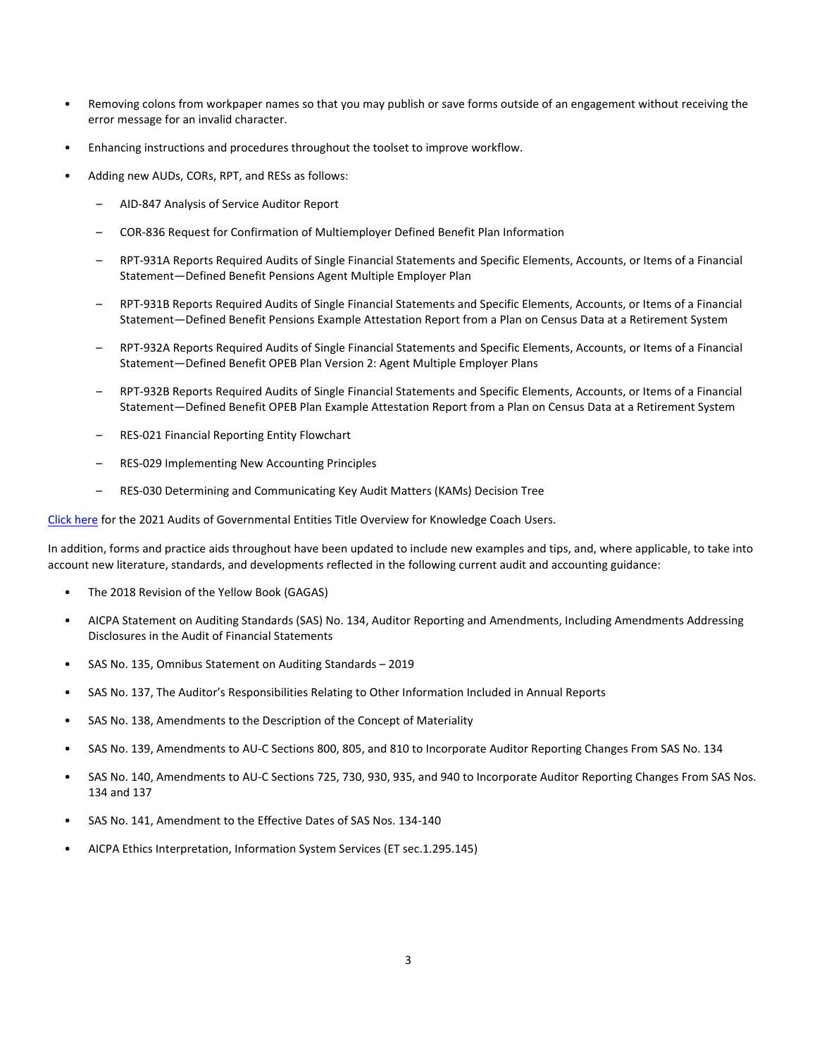- Removing colons from workpaper names so that you may publish or save forms outside of an engagement without receiving the error message for an invalid character.
- Enhancing instructions and procedures throughout the toolset to improve workflow.
- Adding new AUDs, CORs, RPT, and RESs as follows:
  - AID-847 Analysis of Service Auditor Report
  - COR-836 Request for Confirmation of Multiemployer Defined Benefit Plan Information
  - RPT-931A Reports Required Audits of Single Financial Statements and Specific Elements, Accounts, or Items of a Financial Statement—Defined Benefit Pensions Agent Multiple Employer Plan
  - RPT-931B Reports Required Audits of Single Financial Statements and Specific Elements, Accounts, or Items of a Financial Statement—Defined Benefit Pensions Example Attestation Report from a Plan on Census Data at a Retirement System
  - RPT-932A Reports Required Audits of Single Financial Statements and Specific Elements, Accounts, or Items of a Financial Statement—Defined Benefit OPEB Plan Version 2: Agent Multiple Employer Plans
  - RPT-932B Reports Required Audits of Single Financial Statements and Specific Elements, Accounts, or Items of a Financial Statement—Defined Benefit OPEB Plan Example Attestation Report from a Plan on Census Data at a Retirement System
  - RES-021 Financial Reporting Entity Flowchart
  - RES-029 Implementing New Accounting Principles
  - RES-030 Determining and Communicating Key Audit Matters (KAMs) Decision Tree

Click here for the 2021 Audits of Governmental Entities Title Overview for Knowledge Coach Users.

In addition, forms and practice aids throughout have been updated to include new examples and tips, and, where applicable, to take into account new literature, standards, and developments reflected in the following current audit and accounting guidance:

- The 2018 Revision of the Yellow Book (GAGAS)
- AICPA Statement on Auditing Standards (SAS) No. 134, Auditor Reporting and Amendments, Including Amendments Addressing Disclosures in the Audit of Financial Statements
- SAS No. 135, Omnibus Statement on Auditing Standards – 2019
- SAS No. 137, The Auditor's Responsibilities Relating to Other Information Included in Annual Reports
- SAS No. 138, Amendments to the Description of the Concept of Materiality
- SAS No. 139, Amendments to AU-C Sections 800, 805, and 810 to Incorporate Auditor Reporting Changes From SAS No. 134
- SAS No. 140, Amendments to AU-C Sections 725, 730, 930, 935, and 940 to Incorporate Auditor Reporting Changes From SAS Nos. 134 and 137
- SAS No. 141, Amendment to the Effective Dates of SAS Nos. 134-140
- AICPA Ethics Interpretation, Information System Services (ET sec.1.295.145)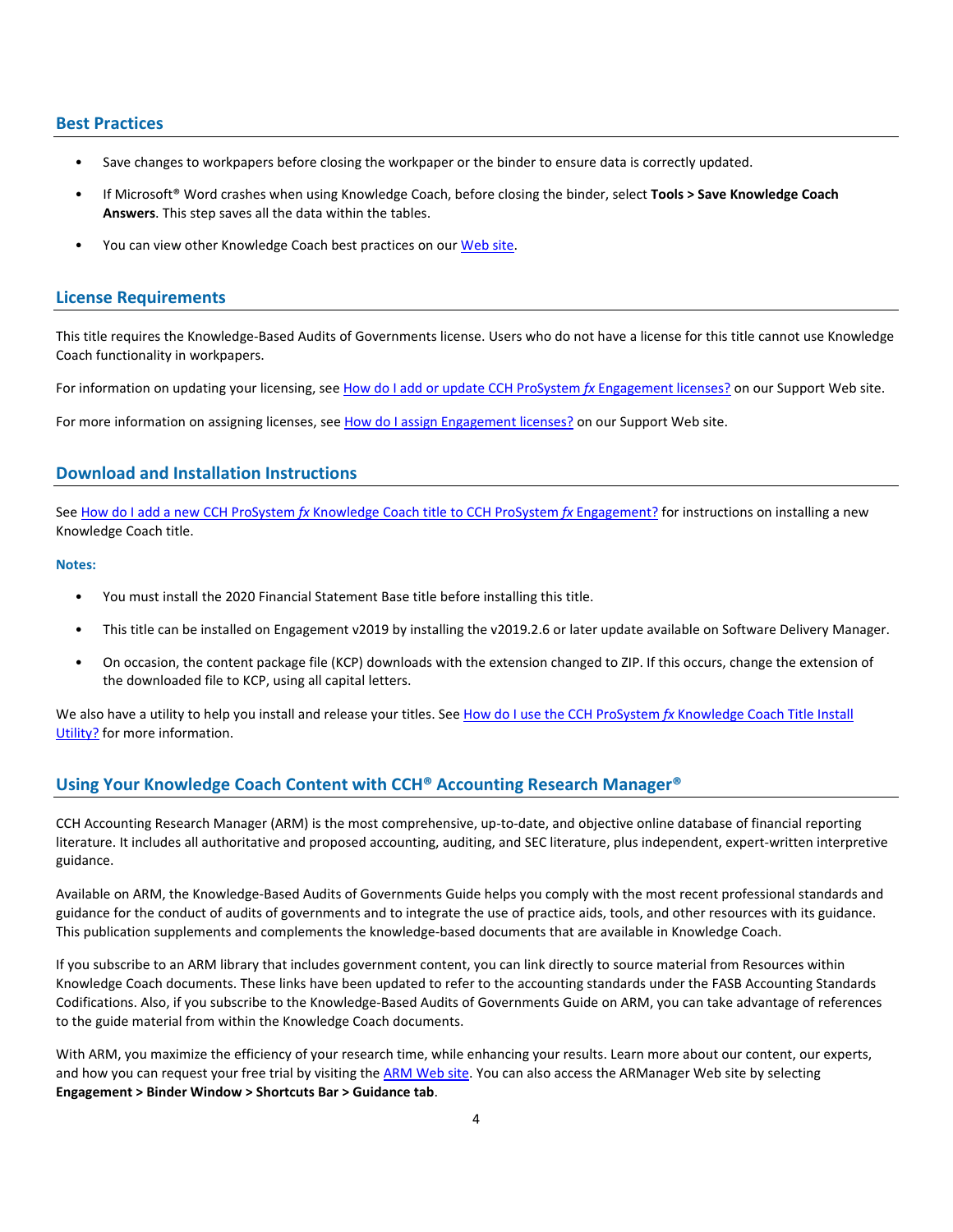## Best Practices

- Save changes to workpapers before closing the workpaper or the binder to ensure data is correctly updated.
- If Microsoft® Word crashes when using Knowledge Coach, before closing the binder, select **Tools > Save Knowledge Coach Answers**. This step saves all the data within the tables.
- You can view other Knowledge Coach best practices on our Web site.

## License Requirements

This title requires the Knowledge-Based Audits of Governments license. Users who do not have a license for this title cannot use Knowledge Coach functionality in workpapers.

For information on updating your licensing, see How do I add or update CCH ProSystem *fx* Engagement licenses? on our Support Web site.

For more information on assigning licenses, see How do I assign Engagement licenses? on our Support Web site.

## Download and Installation Instructions

See How do I add a new CCH ProSystem *fx* Knowledge Coach title to CCH ProSystem *fx* Engagement? for instructions on installing a new Knowledge Coach title.

**Notes:**

- You must install the 2020 Financial Statement Base title before installing this title.
- This title can be installed on Engagement v2019 by installing the v2019.2.6 or later update available on Software Delivery Manager.
- On occasion, the content package file (KCP) downloads with the extension changed to ZIP. If this occurs, change the extension of the downloaded file to KCP, using all capital letters.

We also have a utility to help you install and release your titles. See How do I use the CCH ProSystem *fx* Knowledge Coach Title Install Utility? for more information.

## Using Your Knowledge Coach Content with CCH® Accounting Research Manager®

CCH Accounting Research Manager (ARM) is the most comprehensive, up-to-date, and objective online database of financial reporting literature. It includes all authoritative and proposed accounting, auditing, and SEC literature, plus independent, expert-written interpretive guidance.

Available on ARM, the Knowledge-Based Audits of Governments Guide helps you comply with the most recent professional standards and guidance for the conduct of audits of governments and to integrate the use of practice aids, tools, and other resources with its guidance. This publication supplements and complements the knowledge-based documents that are available in Knowledge Coach.

If you subscribe to an ARM library that includes government content, you can link directly to source material from Resources within Knowledge Coach documents. These links have been updated to refer to the accounting standards under the FASB Accounting Standards Codifications. Also, if you subscribe to the Knowledge-Based Audits of Governments Guide on ARM, you can take advantage of references to the guide material from within the Knowledge Coach documents.

With ARM, you maximize the efficiency of your research time, while enhancing your results. Learn more about our content, our experts, and how you can request your free trial by visiting the ARM Web site. You can also access the ARManager Web site by selecting **Engagement > Binder Window > Shortcuts Bar > Guidance tab**.